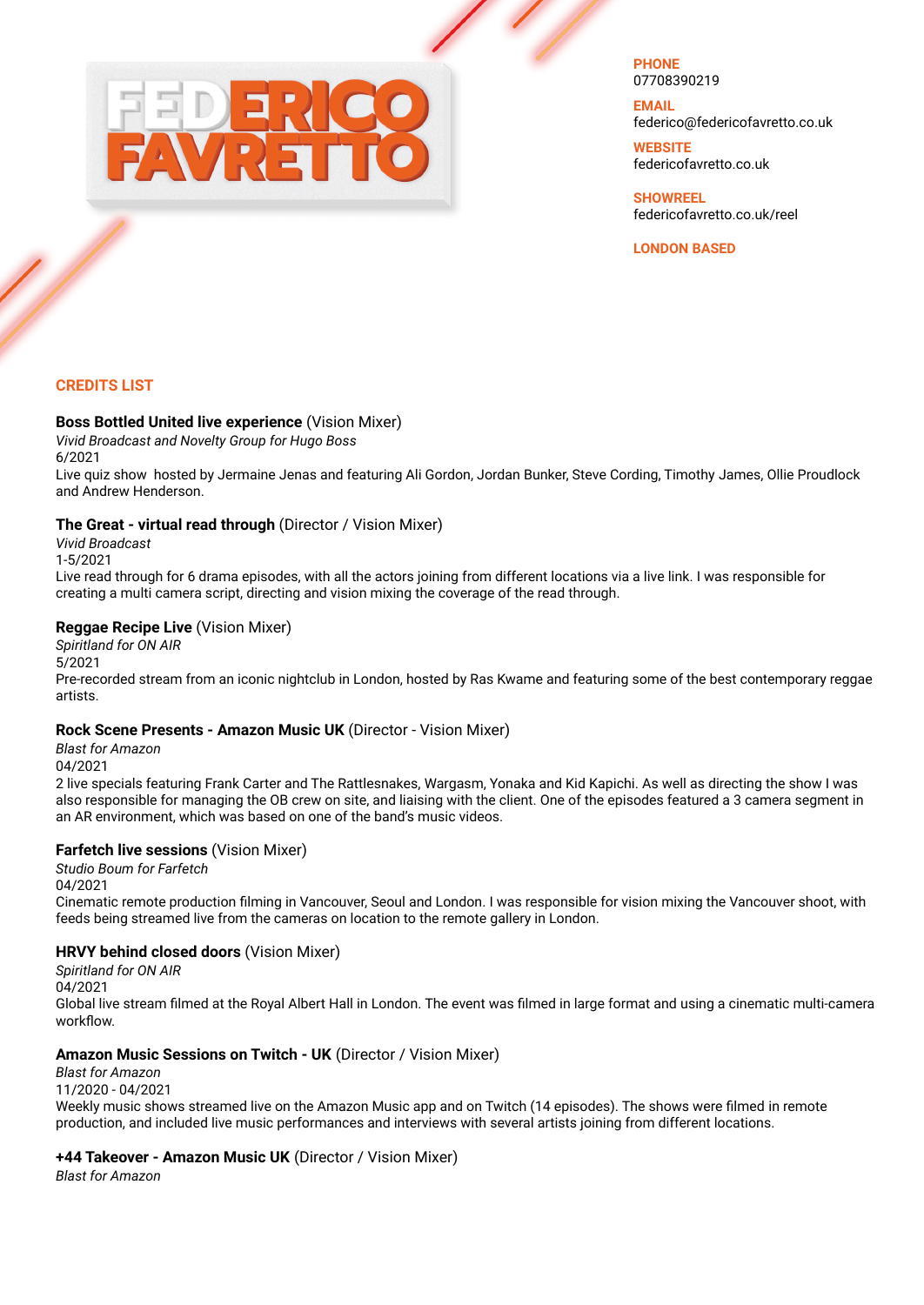# FEDERICO FAVRETTO

**PHONE**
07708390219

**EMAIL**
federico@federicofavretto.co.uk

**WEBSITE**
federicofavretto.co.uk

**SHOWREEL**
federicofavretto.co.uk/reel

**LONDON BASED**

## CREDITS LIST

**Boss Bottled United live experience** (Vision Mixer)
*Vivid Broadcast and Novelty Group for Hugo Boss*
6/2021
Live quiz show hosted by Jermaine Jenas and featuring Ali Gordon, Jordan Bunker, Steve Cording, Timothy James, Ollie Proudlock and Andrew Henderson.

**The Great - virtual read through** (Director / Vision Mixer)
*Vivid Broadcast*
1-5/2021
Live read through for 6 drama episodes, with all the actors joining from different locations via a live link. I was responsible for creating a multi camera script, directing and vision mixing the coverage of the read through.

**Reggae Recipe Live** (Vision Mixer)
*Spiritland for ON AIR*
5/2021
Pre-recorded stream from an iconic nightclub in London, hosted by Ras Kwame and featuring some of the best contemporary reggae artists.

**Rock Scene Presents - Amazon Music UK** (Director - Vision Mixer)
*Blast for Amazon*
04/2021
2 live specials featuring Frank Carter and The Rattlesnakes, Wargasm, Yonaka and Kid Kapichi. As well as directing the show I was also responsible for managing the OB crew on site, and liaising with the client. One of the episodes featured a 3 camera segment in an AR environment, which was based on one of the band's music videos.

**Farfetch live sessions** (Vision Mixer)
*Studio Boum for Farfetch*
04/2021
Cinematic remote production filming in Vancouver, Seoul and London. I was responsible for vision mixing the Vancouver shoot, with feeds being streamed live from the cameras on location to the remote gallery in London.

**HRVY behind closed doors** (Vision Mixer)
*Spiritland for ON AIR*
04/2021
Global live stream filmed at the Royal Albert Hall in London. The event was filmed in large format and using a cinematic multi-camera workflow.

**Amazon Music Sessions on Twitch - UK** (Director / Vision Mixer)
*Blast for Amazon*
11/2020 - 04/2021
Weekly music shows streamed live on the Amazon Music app and on Twitch (14 episodes). The shows were filmed in remote production, and included live music performances and interviews with several artists joining from different locations.

**+44 Takeover - Amazon Music UK** (Director / Vision Mixer)
*Blast for Amazon*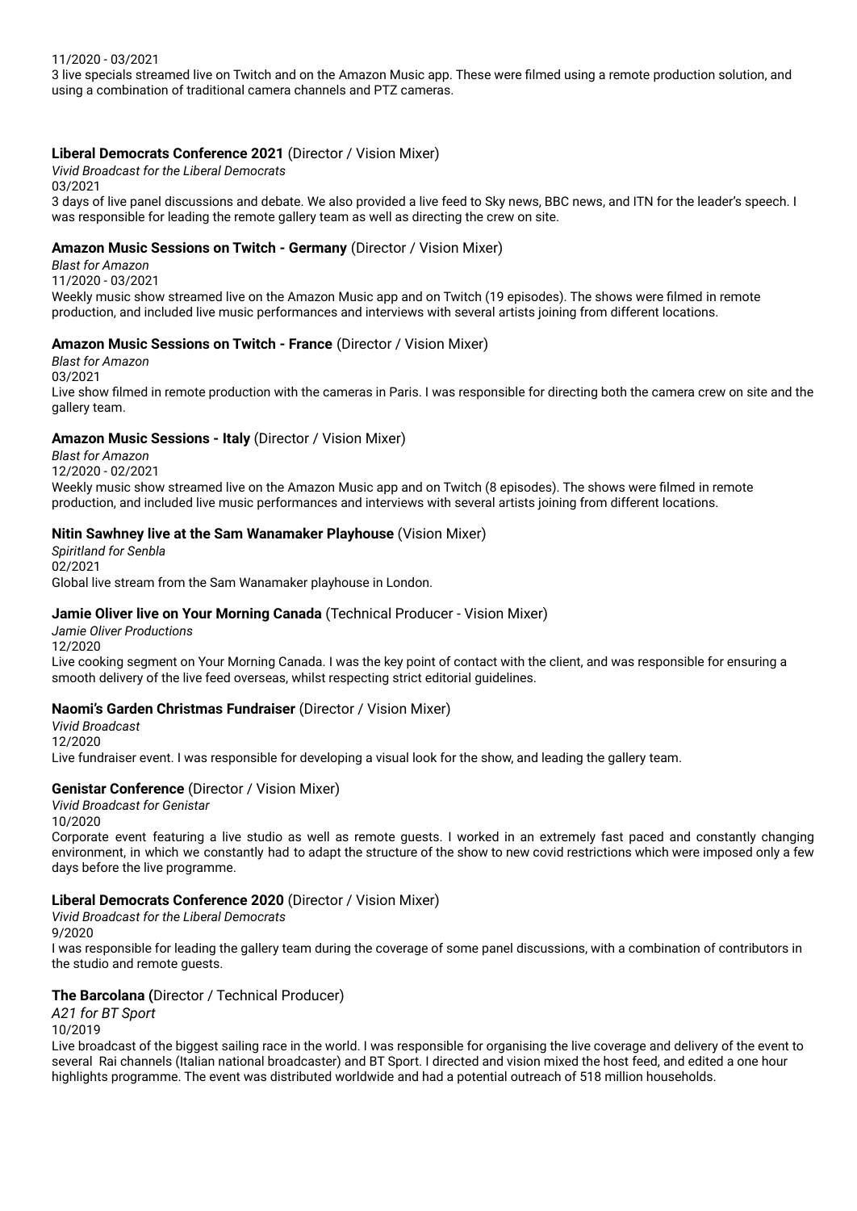11/2020 - 03/2021
3 live specials streamed live on Twitch and on the Amazon Music app. These were filmed using a remote production solution, and using a combination of traditional camera channels and PTZ cameras.

### **Liberal Democrats Conference 2021** (Director / Vision Mixer)

*Vivid Broadcast for the Liberal Democrats*
03/2021
3 days of live panel discussions and debate. We also provided a live feed to Sky news, BBC news, and ITN for the leader's speech. I was responsible for leading the remote gallery team as well as directing the crew on site.

### **Amazon Music Sessions on Twitch - Germany** (Director / Vision Mixer)

*Blast for Amazon*
11/2020 - 03/2021
Weekly music show streamed live on the Amazon Music app and on Twitch (19 episodes). The shows were filmed in remote production, and included live music performances and interviews with several artists joining from different locations.

### **Amazon Music Sessions on Twitch - France** (Director / Vision Mixer)

*Blast for Amazon*
03/2021
Live show filmed in remote production with the cameras in Paris. I was responsible for directing both the camera crew on site and the gallery team.

### **Amazon Music Sessions - Italy** (Director / Vision Mixer)

*Blast for Amazon*
12/2020 - 02/2021
Weekly music show streamed live on the Amazon Music app and on Twitch (8 episodes). The shows were filmed in remote production, and included live music performances and interviews with several artists joining from different locations.

### **Nitin Sawhney live at the Sam Wanamaker Playhouse** (Vision Mixer)

*Spiritland for Senbla*
02/2021
Global live stream from the Sam Wanamaker playhouse in London.

### **Jamie Oliver live on Your Morning Canada** (Technical Producer - Vision Mixer)

*Jamie Oliver Productions*
12/2020
Live cooking segment on Your Morning Canada. I was the key point of contact with the client, and was responsible for ensuring a smooth delivery of the live feed overseas, whilst respecting strict editorial guidelines.

### **Naomi's Garden Christmas Fundraiser** (Director / Vision Mixer)

*Vivid Broadcast*
12/2020
Live fundraiser event. I was responsible for developing a visual look for the show, and leading the gallery team.

### **Genistar Conference** (Director / Vision Mixer)

*Vivid Broadcast for Genistar*
10/2020
Corporate event featuring a live studio as well as remote guests. I worked in an extremely fast paced and constantly changing environment, in which we constantly had to adapt the structure of the show to new covid restrictions which were imposed only a few days before the live programme.

### **Liberal Democrats Conference 2020** (Director / Vision Mixer)

*Vivid Broadcast for the Liberal Democrats*
9/2020
I was responsible for leading the gallery team during the coverage of some panel discussions, with a combination of contributors in the studio and remote guests.

### **The Barcolana (**Director / Technical Producer)

*A21 for BT Sport*
10/2019
Live broadcast of the biggest sailing race in the world. I was responsible for organising the live coverage and delivery of the event to several Rai channels (Italian national broadcaster) and BT Sport. I directed and vision mixed the host feed, and edited a one hour highlights programme. The event was distributed worldwide and had a potential outreach of 518 million households.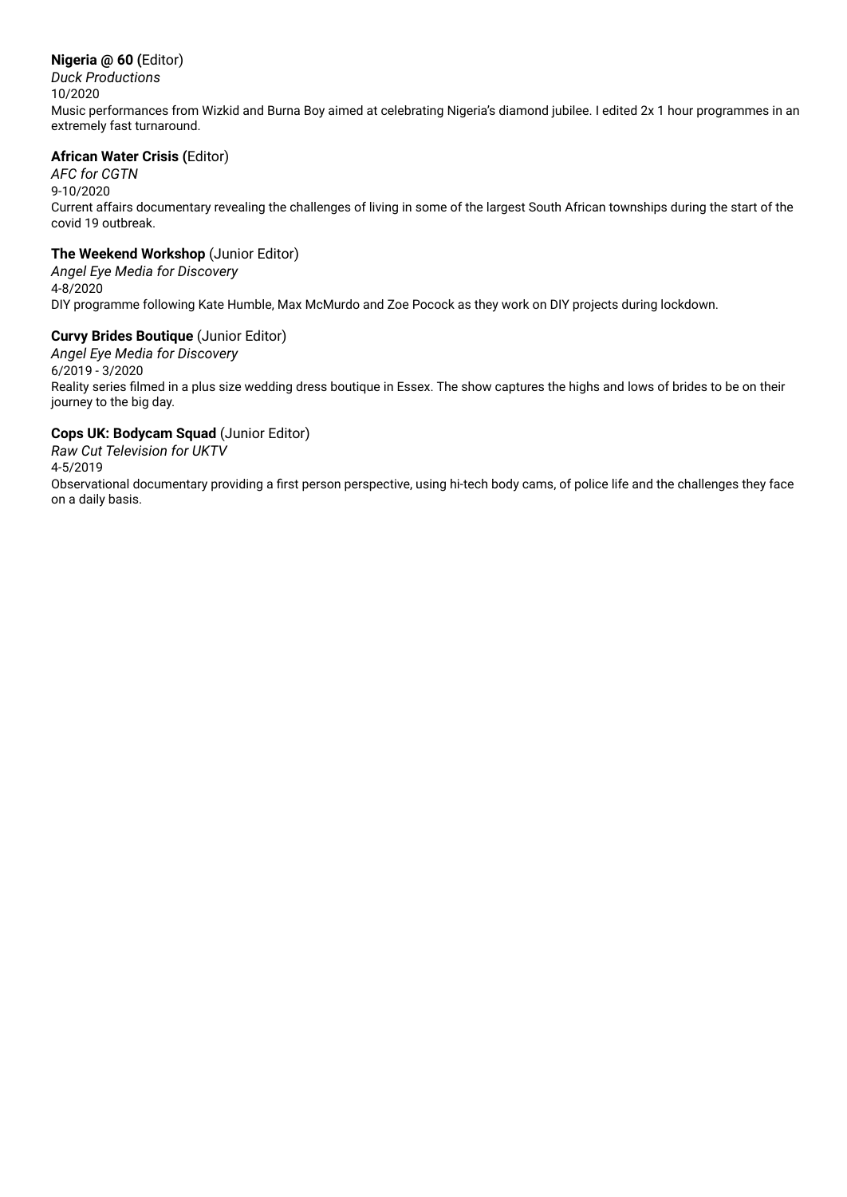**Nigeria @ 60 (**Editor)
*Duck Productions*
10/2020
Music performances from Wizkid and Burna Boy aimed at celebrating Nigeria's diamond jubilee. I edited 2x 1 hour programmes in an extremely fast turnaround.

**African Water Crisis (**Editor)
*AFC for CGTN*
9-10/2020
Current affairs documentary revealing the challenges of living in some of the largest South African townships during the start of the covid 19 outbreak.

**The Weekend Workshop** (Junior Editor)
*Angel Eye Media for Discovery*
4-8/2020
DIY programme following Kate Humble, Max McMurdo and Zoe Pocock as they work on DIY projects during lockdown.

**Curvy Brides Boutique** (Junior Editor)
*Angel Eye Media for Discovery*
6/2019 - 3/2020
Reality series filmed in a plus size wedding dress boutique in Essex. The show captures the highs and lows of brides to be on their journey to the big day.

**Cops UK: Bodycam Squad** (Junior Editor)
*Raw Cut Television for UKTV*
4-5/2019
Observational documentary providing a first person perspective, using hi-tech body cams, of police life and the challenges they face on a daily basis.